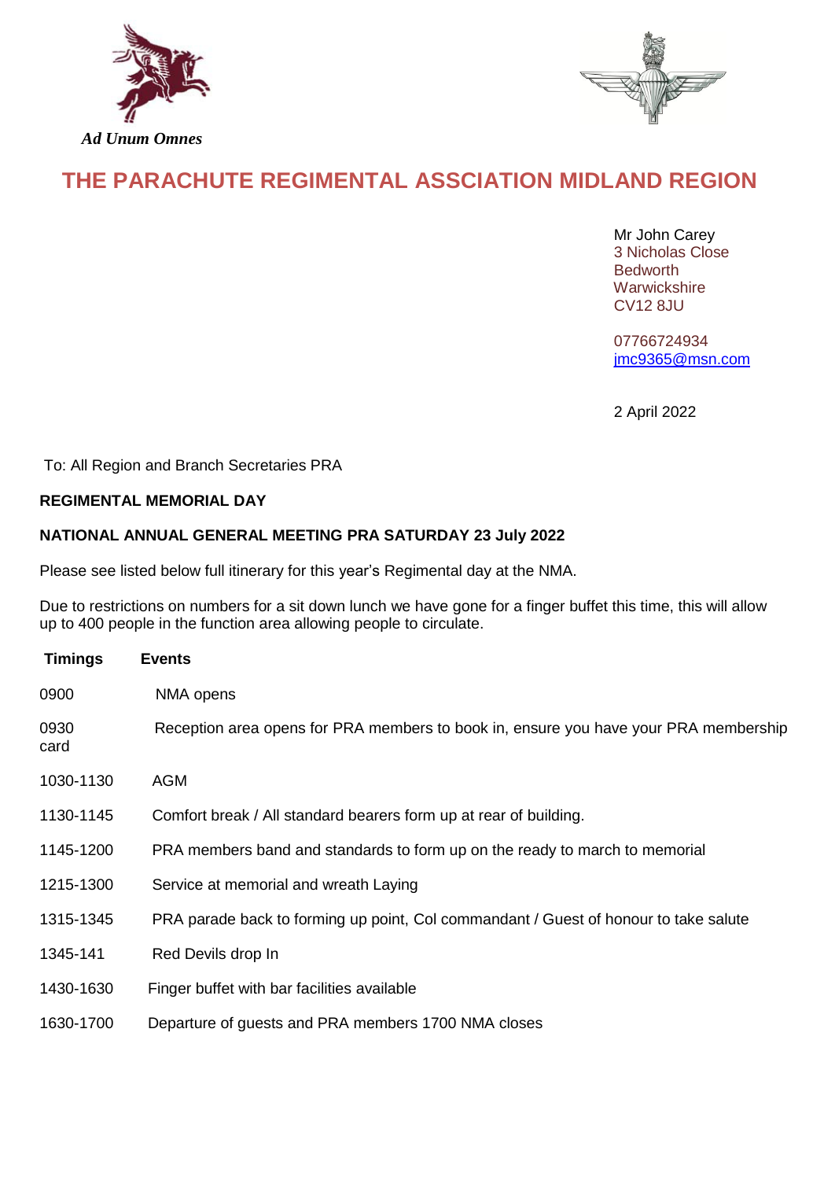*Ad Unum Omnes*

# THE PARACHUTE REGIMENTAL ASSCIATION MIDLAND REGION

Mr John Carey
3 Nicholas Close
Bedworth
Warwickshire
CV12 8JU

07766724934
jmc9365@msn.com

2 April 2022

To: All Region and Branch Secretaries PRA

**REGIMENTAL MEMORIAL DAY**

**NATIONAL ANNUAL GENERAL MEETING PRA SATURDAY 23 July 2022**

Please see listed below full itinerary for this year's Regimental day at the NMA.

Due to restrictions on numbers for a sit down lunch we have gone for a finger buffet this time, this will allow up to 400 people in the function area allowing people to circulate.

| **Timings** | **Events** |
|---|---|
| 0900 | NMA opens |
| 0930 | Reception area opens for PRA members to book in, ensure you have your PRA membership card |
| 1030-1130 | AGM |
| 1130-1145 | Comfort break / All standard bearers form up at rear of building. |
| 1145-1200 | PRA members band and standards to form up on the ready to march to memorial |
| 1215-1300 | Service at memorial and wreath Laying |
| 1315-1345 | PRA parade back to forming up point, Col commandant / Guest of honour to take salute |
| 1345-141 | Red Devils drop In |
| 1430-1630 | Finger buffet with bar facilities available |
| 1630-1700 | Departure of guests and PRA members 1700 NMA closes |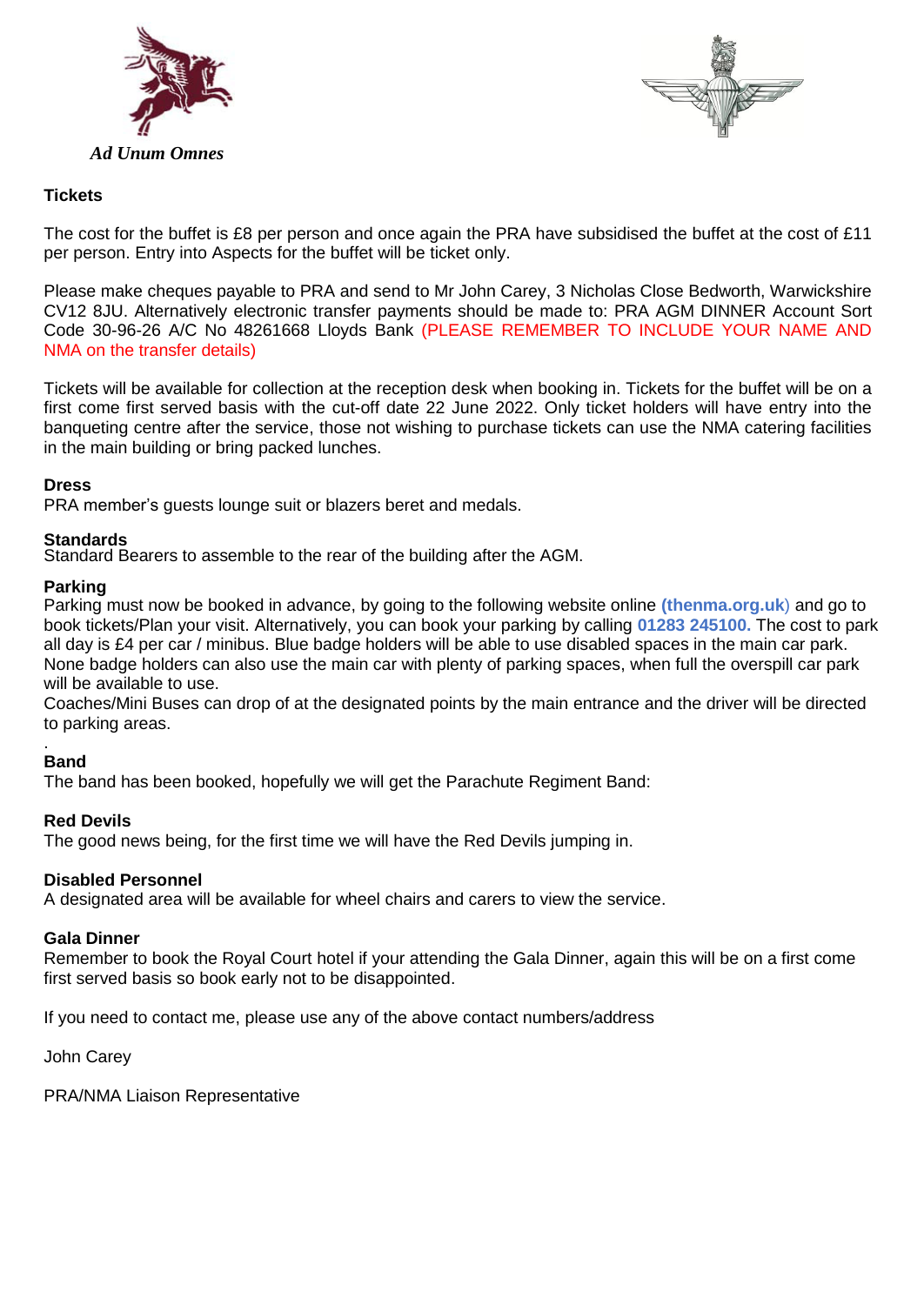*Ad Unum Omnes*

**Tickets**

The cost for the buffet is £8 per person and once again the PRA have subsidised the buffet at the cost of £11 per person. Entry into Aspects for the buffet will be ticket only.

Please make cheques payable to PRA and send to Mr John Carey, 3 Nicholas Close Bedworth, Warwickshire CV12 8JU. Alternatively electronic transfer payments should be made to: PRA AGM DINNER Account Sort Code 30-96-26 A/C No 48261668 Lloyds Bank (PLEASE REMEMBER TO INCLUDE YOUR NAME AND NMA on the transfer details)

Tickets will be available for collection at the reception desk when booking in. Tickets for the buffet will be on a first come first served basis with the cut-off date 22 June 2022. Only ticket holders will have entry into the banqueting centre after the service, those not wishing to purchase tickets can use the NMA catering facilities in the main building or bring packed lunches.

**Dress**

PRA member's guests lounge suit or blazers beret and medals.

**Standards**

Standard Bearers to assemble to the rear of the building after the AGM.

**Parking**

Parking must now be booked in advance, by going to the following website online **(thenma.org.uk**) and go to book tickets/Plan your visit. Alternatively, you can book your parking by calling **01283 245100.** The cost to park all day is £4 per car / minibus. Blue badge holders will be able to use disabled spaces in the main car park. None badge holders can also use the main car with plenty of parking spaces, when full the overspill car park will be available to use.

Coaches/Mini Buses can drop of at the designated points by the main entrance and the driver will be directed to parking areas.

.

**Band**

The band has been booked, hopefully we will get the Parachute Regiment Band:

**Red Devils**

The good news being, for the first time we will have the Red Devils jumping in.

**Disabled Personnel**

A designated area will be available for wheel chairs and carers to view the service.

**Gala Dinner**

Remember to book the Royal Court hotel if your attending the Gala Dinner, again this will be on a first come first served basis so book early not to be disappointed.

If you need to contact me, please use any of the above contact numbers/address

John Carey

PRA/NMA Liaison Representative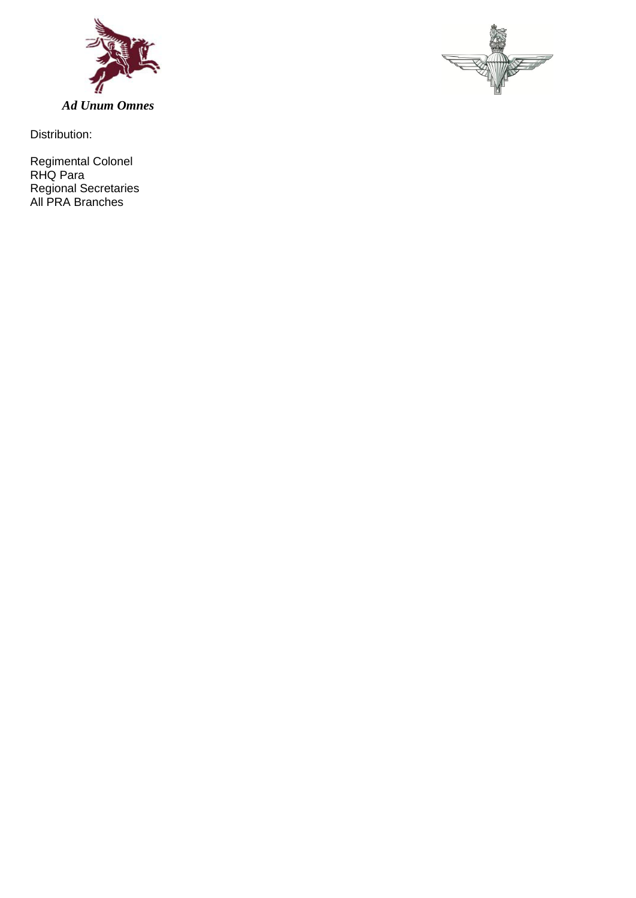*Ad Unum Omnes*

Distribution:

Regimental Colonel
RHQ Para
Regional Secretaries
All PRA Branches